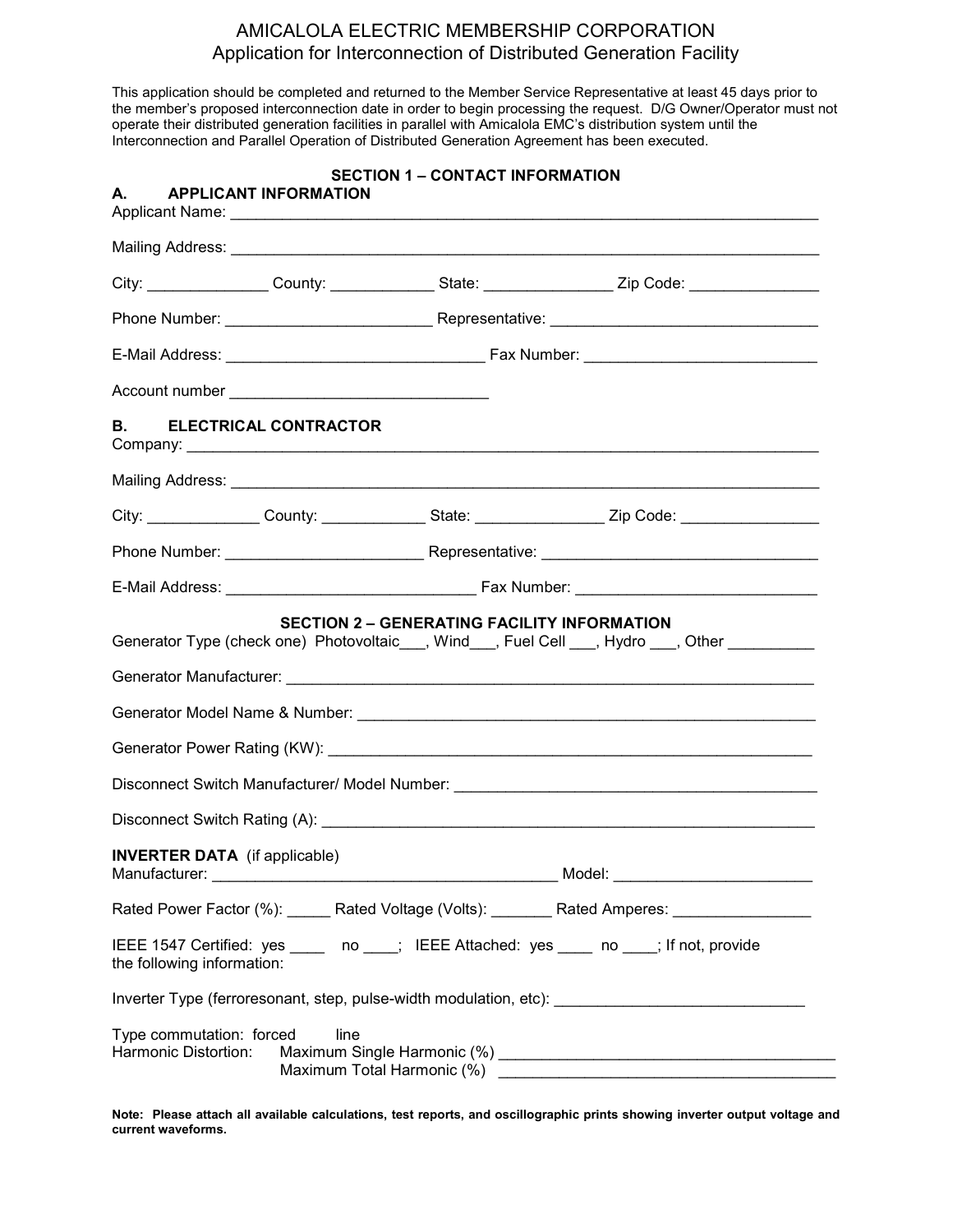# AMICALOLA ELECTRIC MEMBERSHIP CORPORATION

## Application for Interconnection of Distributed Generation Facility

This application should be completed and returned to the Member Service Representative at least 45 days prior to the member's proposed interconnection date in order to begin processing the request. D/G Owner/Operator must not operate their distributed generation facilities in parallel with Amicalola EMC's distribution system until the Interconnection and Parallel Operation of Distributed Generation Agreement has been executed.

### SECTION 1 – CONTACT INFORMATION

**A. APPLICANT INFORMATION**

Applicant Name: ______________________________________________________________________

Mailing Address: ______________________________________________________________________

City: ______________ County: ____________ State: _______________ Zip Code: _______________

Phone Number: ________________________ Representative: _______________________________

E-Mail Address: ______________________________ Fax Number: __________________________

Account number ______________________________

**B. ELECTRICAL CONTRACTOR**

Company: ____________________________________________________________________________

Mailing Address: ______________________________________________________________________

City: _____________ County: ____________ State: _______________ Zip Code: ________________

Phone Number: ______________________ Representative: ________________________________

E-Mail Address: ____________________________ Fax Number: ___________________________

### SECTION 2 – GENERATING FACILITY INFORMATION

Generator Type (check one) Photovoltaic___, Wind___, Fuel Cell ___, Hydro ___, Other __________

Generator Manufacturer: _______________________________________________________________

Generator Model Name & Number: _______________________________________________________

Generator Power Rating (KW): __________________________________________________________

Disconnect Switch Manufacturer/ Model Number: ____________________________________________

Disconnect Switch Rating (A): __________________________________________________________

**INVERTER DATA** (if applicable)

Manufacturer: ________________________________________ Model: _______________________

Rated Power Factor (%): _____ Rated Voltage (Volts): _______ Rated Amperes: ________________

IEEE 1547 Certified: yes ____ no ____; IEEE Attached: yes ____ no ____; If not, provide the following information:

Inverter Type (ferroresonant, step, pulse-width modulation, etc): _____________________________

Type commutation: forced line

Harmonic Distortion: Maximum Single Harmonic (%) _______________________________________

Maximum Total Harmonic (%) _______________________________________

**Note: Please attach all available calculations, test reports, and oscillographic prints showing inverter output voltage and current waveforms.**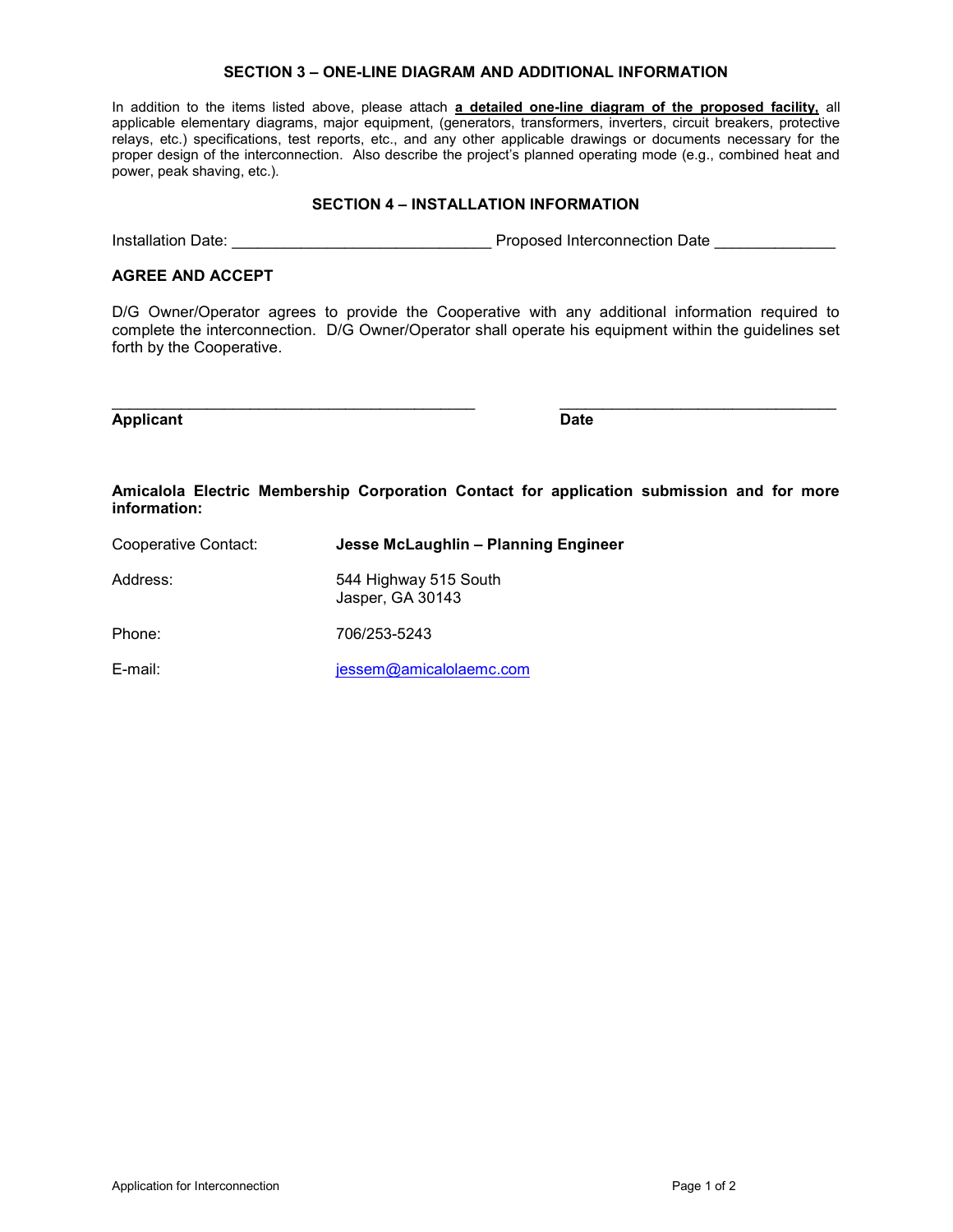### SECTION 3 – ONE-LINE DIAGRAM AND ADDITIONAL INFORMATION

In addition to the items listed above, please attach **a detailed one-line diagram of the proposed facility,** all applicable elementary diagrams, major equipment, (generators, transformers, inverters, circuit breakers, protective relays, etc.) specifications, test reports, etc., and any other applicable drawings or documents necessary for the proper design of the interconnection. Also describe the project's planned operating mode (e.g., combined heat and power, peak shaving, etc.).

### SECTION 4 – INSTALLATION INFORMATION

Installation Date: ______________________________ Proposed Interconnection Date _____________

### AGREE AND ACCEPT

D/G Owner/Operator agrees to provide the Cooperative with any additional information required to complete the interconnection. D/G Owner/Operator shall operate his equipment within the guidelines set forth by the Cooperative.

__________________________________________ ________________________________

**Applicant** **Date**

**Amicalola Electric Membership Corporation Contact for application submission and for more information:**

Cooperative Contact: **Jesse McLaughlin – Planning Engineer**

Address: 544 Highway 515 South
Jasper, GA 30143

Phone: 706/253-5243

E-mail: jessem@amicalolaemc.com